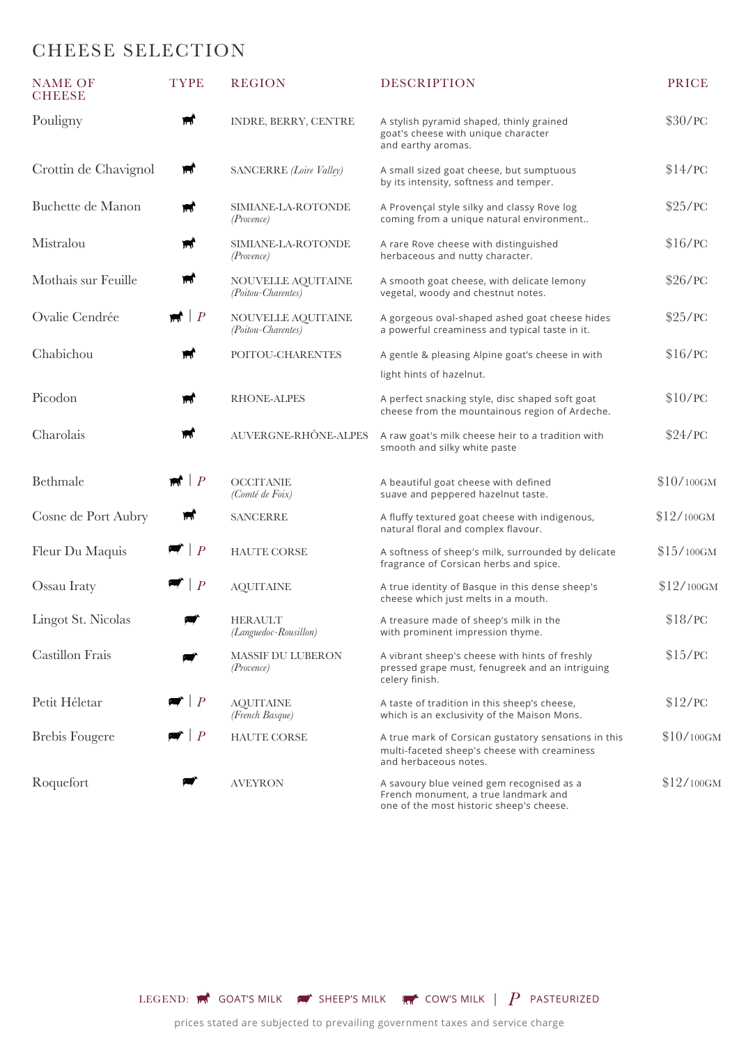# CHEESE SELECTION

| NAME OF CHEESE | TYPE | REGION | DESCRIPTION | PRICE |
|---|---|---|---|---|
| Pouligny | Goat's milk | INDRE, BERRY, CENTRE | A stylish pyramid shaped, thinly grained goat's cheese with unique character and earthy aromas. | $30/PC |
| Crottin de Chavignol | Goat's milk | SANCERRE *(Loire Valley)* | A small sized goat cheese, but sumptuous by its intensity, softness and temper. | $14/PC |
| Buchette de Manon | Goat's milk | SIMIANE-LA-ROTONDE *(Provence)* | A Provençal style silky and classy Rove log coming from a unique natural environment.. | $25/PC |
| Mistralou | Goat's milk | SIMIANE-LA-ROTONDE *(Provence)* | A rare Rove cheese with distinguished herbaceous and nutty character. | $16/PC |
| Mothais sur Feuille | Goat's milk | NOUVELLE AQUITAINE *(Poitou-Charentes)* | A smooth goat cheese, with delicate lemony vegetal, woody and chestnut notes. | $26/PC |
| Ovalie Cendrée | Goat's milk \| *P* | NOUVELLE AQUITAINE *(Poitou-Charentes)* | A gorgeous oval-shaped ashed goat cheese hides a powerful creaminess and typical taste in it. | $25/PC |
| Chabichou | Goat's milk | POITOU-CHARENTES | A gentle & pleasing Alpine goat's cheese in with light hints of hazelnut. | $16/PC |
| Picodon | Goat's milk | RHONE-ALPES | A perfect snacking style, disc shaped soft goat cheese from the mountainous region of Ardeche. | $10/PC |
| Charolais | Goat's milk | AUVERGNE-RHÔNE-ALPES | A raw goat's milk cheese heir to a tradition with smooth and silky white paste | $24/PC |
| Bethmale | Goat's milk \| *P* | OCCITANIE *(Comté de Foix)* | A beautiful goat cheese with defined suave and peppered hazelnut taste. | $10/100GM |
| Cosne de Port Aubry | Goat's milk | SANCERRE | A fluffy textured goat cheese with indigenous, natural floral and complex flavour. | $12/100GM |
| Fleur Du Maquis | Sheep's milk \| *P* | HAUTE CORSE | A softness of sheep's milk, surrounded by delicate fragrance of Corsican herbs and spice. | $15/100GM |
| Ossau Iraty | Sheep's milk \| *P* | AQUITAINE | A true identity of Basque in this dense sheep's cheese which just melts in a mouth. | $12/100GM |
| Lingot St. Nicolas | Sheep's milk | HERAULT *(Languedoc-Rousillon)* | A treasure made of sheep's milk in the with prominent impression thyme. | $18/PC |
| Castillon Frais | Sheep's milk | MASSIF DU LUBERON *(Provence)* | A vibrant sheep's cheese with hints of freshly pressed grape must, fenugreek and an intriguing celery finish. | $15/PC |
| Petit Héletar | Sheep's milk \| *P* | AQUITAINE *(French Basque)* | A taste of tradition in this sheep's cheese, which is an exclusivity of the Maison Mons. | $12/PC |
| Brebis Fougere | Sheep's milk \| *P* | HAUTE CORSE | A true mark of Corsican gustatory sensations in this multi-faceted sheep's cheese with creaminess and herbaceous notes. | $10/100GM |
| Roquefort | Sheep's milk | AVEYRON | A savoury blue veined gem recognised as a French monument, a true landmark and one of the most historic sheep's cheese. | $12/100GM |

LEGEND: GOAT'S MILK | SHEEP'S MILK | COW'S MILK | *P* PASTEURIZED

prices stated are subjected to prevailing government taxes and service charge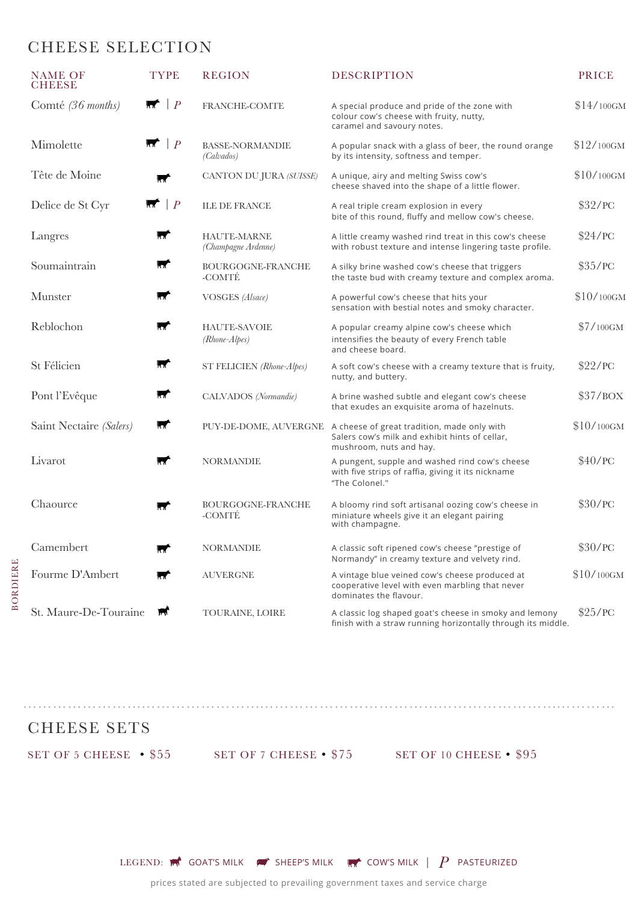# CHEESE SELECTION

| NAME OF CHEESE | TYPE | REGION | DESCRIPTION | PRICE |
|---|---|---|---|---|
| Comté *(36 months)* | Cow's milk \| *P* | FRANCHE-COMTE | A special produce and pride of the zone with colour cow's cheese with fruity, nutty, caramel and savoury notes. | $14/100GM |
| Mimolette | Cow's milk \| *P* | BASSE-NORMANDIE *(Calvados)* | A popular snack with a glass of beer, the round orange by its intensity, softness and temper. | $12/100GM |
| Tête de Moine | Cow's milk | CANTON DU JURA *(SUISSE)* | A unique, airy and melting Swiss cow's cheese shaved into the shape of a little flower. | $10/100GM |
| Delice de St Cyr | Cow's milk \| *P* | ILE DE FRANCE | A real triple cream explosion in every bite of this round, fluffy and mellow cow's cheese. | $32/PC |
| Langres | Cow's milk | HAUTE-MARNE *(Champagne Ardenne)* | A little creamy washed rind treat in this cow's cheese with robust texture and intense lingering taste profile. | $24/PC |
| Soumaintrain | Cow's milk | BOURGOGNE-FRANCHE -COMTÉ | A silky brine washed cow's cheese that triggers the taste bud with creamy texture and complex aroma. | $35/PC |
| Munster | Cow's milk | VOSGES *(Alsace)* | A powerful cow's cheese that hits your sensation with bestial notes and smoky character. | $10/100GM |
| Reblochon | Cow's milk | HAUTE-SAVOIE *(Rhone-Alpes)* | A popular creamy alpine cow's cheese which intensifies the beauty of every French table and cheese board. | $7/100GM |
| St Félicien | Cow's milk | ST FELICIEN *(Rhone-Alpes)* | A soft cow's cheese with a creamy texture that is fruity, nutty, and buttery. | $22/PC |
| Pont l'Evêque | Cow's milk | CALVADOS *(Normandie)* | A brine washed subtle and elegant cow's cheese that exudes an exquisite aroma of hazelnuts. | $37/BOX |
| Saint Nectaire *(Salers)* | Cow's milk | PUY-DE-DOME, AUVERGNE | A cheese of great tradition, made only with Salers cow's milk and exhibit hints of cellar, mushroom, nuts and hay. | $10/100GM |
| Livarot | Cow's milk | NORMANDIE | A pungent, supple and washed rind cow's cheese with five strips of raffia, giving it its nickname "The Colonel." | $40/PC |
| Chaource | Cow's milk | BOURGOGNE-FRANCHE -COMTÉ | A bloomy rind soft artisanal oozing cow's cheese in miniature wheels give it an elegant pairing with champagne. | $30/PC |
| Camembert | Cow's milk | NORMANDIE | A classic soft ripened cow's cheese "prestige of Normandy" in creamy texture and velvety rind. | $30/PC |
| Fourme D'Ambert | Cow's milk | AUVERGNE | A vintage blue veined cow's cheese produced at cooperative level with even marbling that never dominates the flavour. | $10/100GM |
| St. Maure-De-Touraine | Goat's milk | TOURAINE, LOIRE | A classic log shaped goat's cheese in smoky and lemony finish with a straw running horizontally through its middle. | $25/PC |

# CHEESE SETS

SET OF 5 CHEESE • $55

SET OF 7 CHEESE • $75

SET OF 10 CHEESE • $95

LEGEND: GOAT'S MILK   SHEEP'S MILK   COW'S MILK | *P* PASTEURIZED

prices stated are subjected to prevailing government taxes and service charge